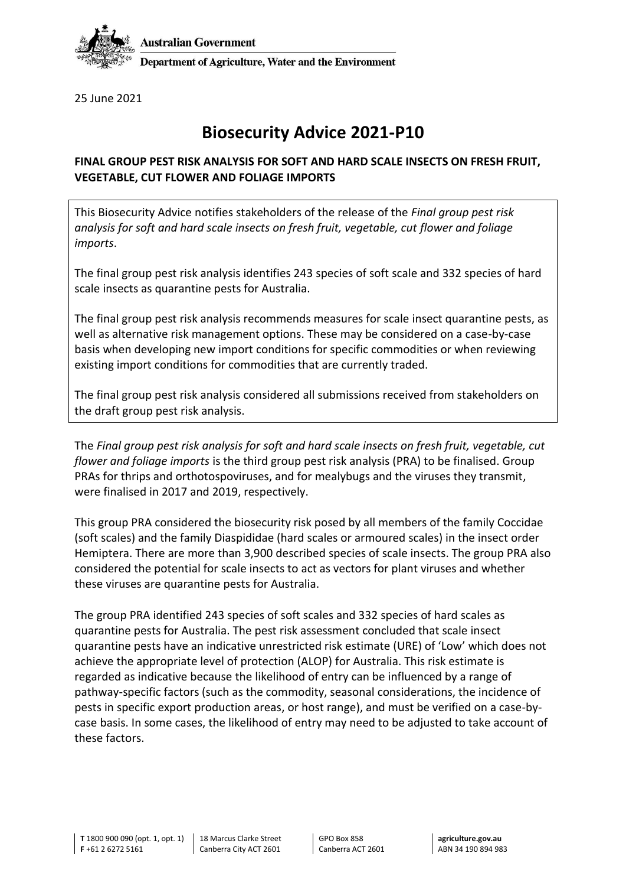Australian Government

Department of Agriculture, Water and the Environment

25 June 2021

# Biosecurity Advice 2021-P10

**FINAL GROUP PEST RISK ANALYSIS FOR SOFT AND HARD SCALE INSECTS ON FRESH FRUIT, VEGETABLE, CUT FLOWER AND FOLIAGE IMPORTS**

This Biosecurity Advice notifies stakeholders of the release of the *Final group pest risk analysis for soft and hard scale insects on fresh fruit, vegetable, cut flower and foliage imports*.

The final group pest risk analysis identifies 243 species of soft scale and 332 species of hard scale insects as quarantine pests for Australia.

The final group pest risk analysis recommends measures for scale insect quarantine pests, as well as alternative risk management options. These may be considered on a case-by-case basis when developing new import conditions for specific commodities or when reviewing existing import conditions for commodities that are currently traded.

The final group pest risk analysis considered all submissions received from stakeholders on the draft group pest risk analysis.

The *Final group pest risk analysis for soft and hard scale insects on fresh fruit, vegetable, cut flower and foliage imports* is the third group pest risk analysis (PRA) to be finalised. Group PRAs for thrips and orthotospoviruses, and for mealybugs and the viruses they transmit, were finalised in 2017 and 2019, respectively.

This group PRA considered the biosecurity risk posed by all members of the family Coccidae (soft scales) and the family Diaspididae (hard scales or armoured scales) in the insect order Hemiptera. There are more than 3,900 described species of scale insects. The group PRA also considered the potential for scale insects to act as vectors for plant viruses and whether these viruses are quarantine pests for Australia.

The group PRA identified 243 species of soft scales and 332 species of hard scales as quarantine pests for Australia. The pest risk assessment concluded that scale insect quarantine pests have an indicative unrestricted risk estimate (URE) of 'Low' which does not achieve the appropriate level of protection (ALOP) for Australia. This risk estimate is regarded as indicative because the likelihood of entry can be influenced by a range of pathway-specific factors (such as the commodity, seasonal considerations, the incidence of pests in specific export production areas, or host range), and must be verified on a case-by-case basis. In some cases, the likelihood of entry may need to be adjusted to take account of these factors.

**T** 1800 900 090 (opt. 1, opt. 1)
**F** +61 2 6272 5161

18 Marcus Clarke Street
Canberra City ACT 2601

GPO Box 858
Canberra ACT 2601

**agriculture.gov.au**
ABN 34 190 894 983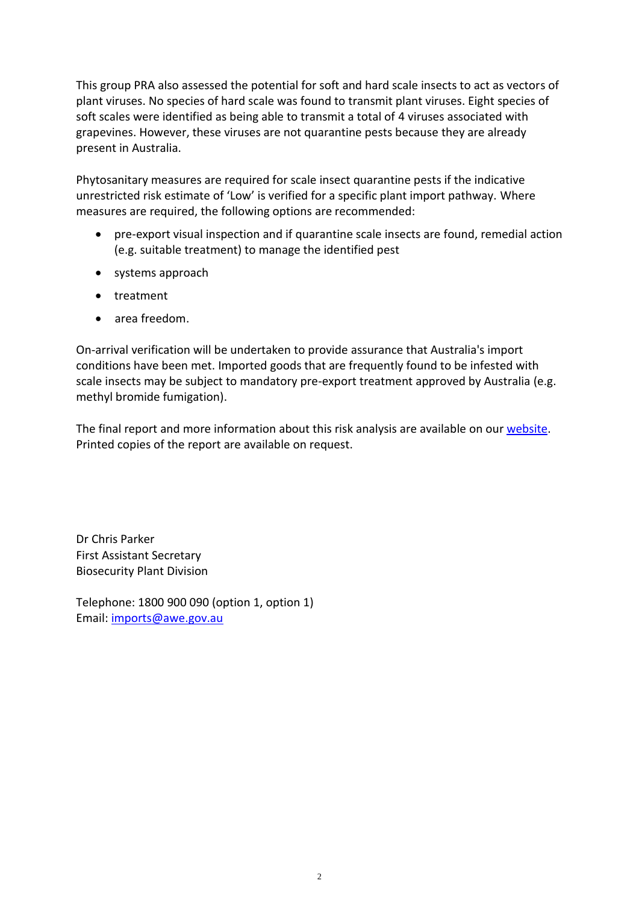This group PRA also assessed the potential for soft and hard scale insects to act as vectors of plant viruses. No species of hard scale was found to transmit plant viruses. Eight species of soft scales were identified as being able to transmit a total of 4 viruses associated with grapevines. However, these viruses are not quarantine pests because they are already present in Australia.

Phytosanitary measures are required for scale insect quarantine pests if the indicative unrestricted risk estimate of 'Low' is verified for a specific plant import pathway. Where measures are required, the following options are recommended:

- pre-export visual inspection and if quarantine scale insects are found, remedial action (e.g. suitable treatment) to manage the identified pest
- systems approach
- treatment
- area freedom.

On-arrival verification will be undertaken to provide assurance that Australia's import conditions have been met. Imported goods that are frequently found to be infested with scale insects may be subject to mandatory pre-export treatment approved by Australia (e.g. methyl bromide fumigation).

The final report and more information about this risk analysis are available on our [website](). Printed copies of the report are available on request.

Dr Chris Parker
First Assistant Secretary
Biosecurity Plant Division

Telephone: 1800 900 090 (option 1, option 1)
Email: [imports@awe.gov.au](mailto:imports@awe.gov.au)